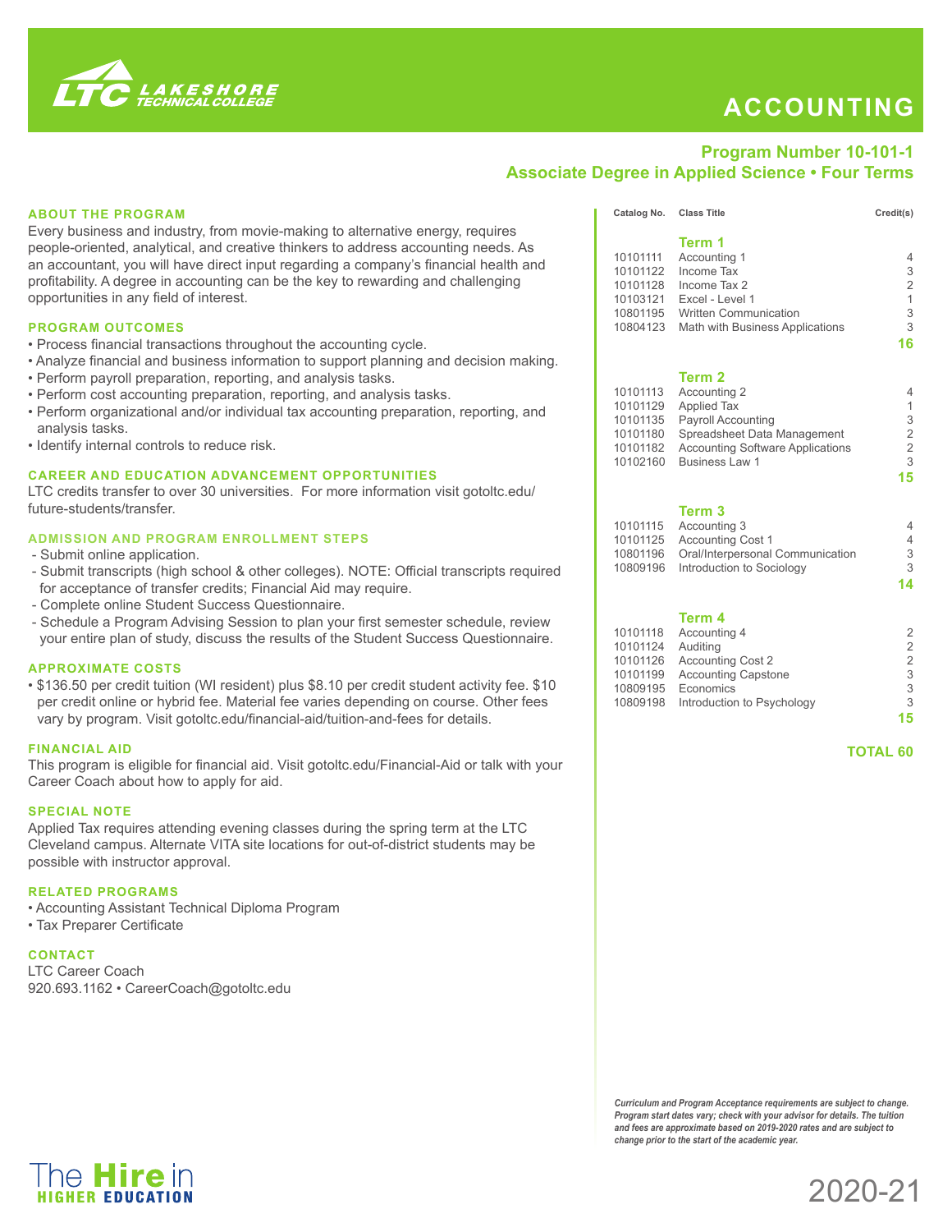LTC LAKESHORE TECHNICAL COLLEGE

# ACCOUNTING

**Program Number 10-101-1**
**Associate Degree in Applied Science • Four Terms**

## ABOUT THE PROGRAM

Every business and industry, from movie-making to alternative energy, requires people-oriented, analytical, and creative thinkers to address accounting needs. As an accountant, you will have direct input regarding a company's financial health and profitability. A degree in accounting can be the key to rewarding and challenging opportunities in any field of interest.

## PROGRAM OUTCOMES

- Process financial transactions throughout the accounting cycle.
- Analyze financial and business information to support planning and decision making.
- Perform payroll preparation, reporting, and analysis tasks.
- Perform cost accounting preparation, reporting, and analysis tasks.
- Perform organizational and/or individual tax accounting preparation, reporting, and analysis tasks.
- Identify internal controls to reduce risk.

## CAREER AND EDUCATION ADVANCEMENT OPPORTUNITIES

LTC credits transfer to over 30 universities. For more information visit gotoltc.edu/future-students/transfer.

## ADMISSION AND PROGRAM ENROLLMENT STEPS

- Submit online application.
- Submit transcripts (high school & other colleges). NOTE: Official transcripts required for acceptance of transfer credits; Financial Aid may require.
- Complete online Student Success Questionnaire.
- Schedule a Program Advising Session to plan your first semester schedule, review your entire plan of study, discuss the results of the Student Success Questionnaire.

## APPROXIMATE COSTS

- $136.50 per credit tuition (WI resident) plus $8.10 per credit student activity fee. $10 per credit online or hybrid fee. Material fee varies depending on course. Other fees vary by program. Visit gotoltc.edu/financial-aid/tuition-and-fees for details.

## FINANCIAL AID

This program is eligible for financial aid. Visit gotoltc.edu/Financial-Aid or talk with your Career Coach about how to apply for aid.

## SPECIAL NOTE

Applied Tax requires attending evening classes during the spring term at the LTC Cleveland campus. Alternate VITA site locations for out-of-district students may be possible with instructor approval.

## RELATED PROGRAMS

- Accounting Assistant Technical Diploma Program
- Tax Preparer Certificate

## CONTACT

LTC Career Coach
920.693.1162 • CareerCoach@gotoltc.edu

| Catalog No. | Class Title | Credit(s) |
|---|---|---|
| | **Term 1** | |
| 10101111 | Accounting 1 | 4 |
| 10101122 | Income Tax | 3 |
| 10101128 | Income Tax 2 | 2 |
| 10103121 | Excel - Level 1 | 1 |
| 10801195 | Written Communication | 3 |
| 10804123 | Math with Business Applications | 3 |
| | | **16** |
| | **Term 2** | |
| 10101113 | Accounting 2 | 4 |
| 10101129 | Applied Tax | 1 |
| 10101135 | Payroll Accounting | 3 |
| 10101180 | Spreadsheet Data Management | 2 |
| 10101182 | Accounting Software Applications | 2 |
| 10102160 | Business Law 1 | 3 |
| | | **15** |
| | **Term 3** | |
| 10101115 | Accounting 3 | 4 |
| 10101125 | Accounting Cost 1 | 4 |
| 10801196 | Oral/Interpersonal Communication | 3 |
| 10809196 | Introduction to Sociology | 3 |
| | | **14** |
| | **Term 4** | |
| 10101118 | Accounting 4 | 2 |
| 10101124 | Auditing | 2 |
| 10101126 | Accounting Cost 2 | 2 |
| 10101199 | Accounting Capstone | 3 |
| 10809195 | Economics | 3 |
| 10809198 | Introduction to Psychology | 3 |
| | | **15** |
| | | **TOTAL 60** |

*Curriculum and Program Acceptance requirements are subject to change. Program start dates vary; check with your advisor for details. The tuition and fees are approximate based on 2019-2020 rates and are subject to change prior to the start of the academic year.*

The Hire in HIGHER EDUCATION

2020-21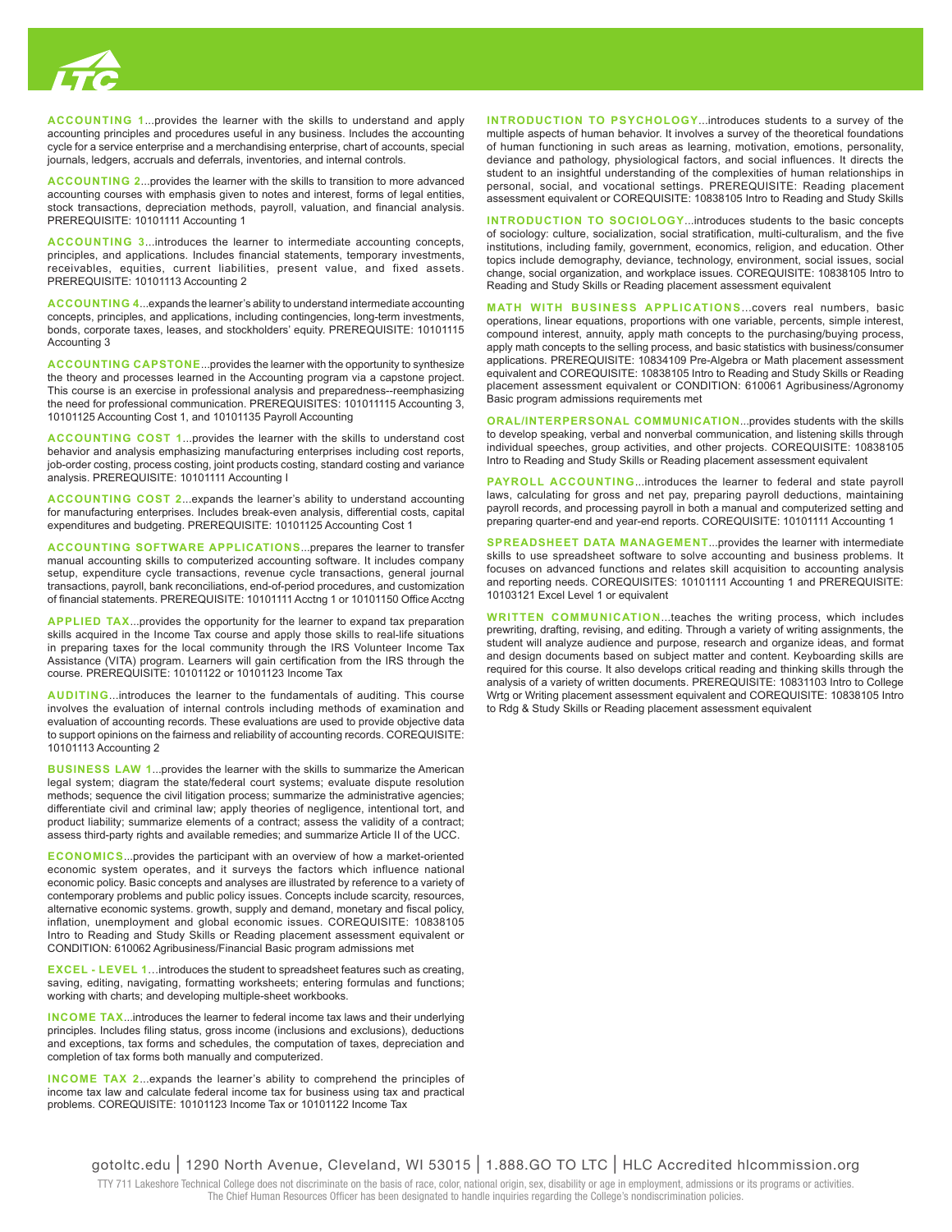**ACCOUNTING 1**...provides the learner with the skills to understand and apply accounting principles and procedures useful in any business. Includes the accounting cycle for a service enterprise and a merchandising enterprise, chart of accounts, special journals, ledgers, accruals and deferrals, inventories, and internal controls.

**ACCOUNTING 2**...provides the learner with the skills to transition to more advanced accounting courses with emphasis given to notes and interest, forms of legal entities, stock transactions, depreciation methods, payroll, valuation, and financial analysis. PREREQUISITE: 10101111 Accounting 1

**ACCOUNTING 3**...introduces the learner to intermediate accounting concepts, principles, and applications. Includes financial statements, temporary investments, receivables, equities, current liabilities, present value, and fixed assets. PREREQUISITE: 10101113 Accounting 2

**ACCOUNTING 4**...expands the learner's ability to understand intermediate accounting concepts, principles, and applications, including contingencies, long-term investments, bonds, corporate taxes, leases, and stockholders' equity. PREREQUISITE: 10101115 Accounting 3

**ACCOUNTING CAPSTONE**...provides the learner with the opportunity to synthesize the theory and processes learned in the Accounting program via a capstone project. This course is an exercise in professional analysis and preparedness--reemphasizing the need for professional communication. PREREQUISITES: 101011115 Accounting 3, 10101125 Accounting Cost 1, and 10101135 Payroll Accounting

**ACCOUNTING COST 1**...provides the learner with the skills to understand cost behavior and analysis emphasizing manufacturing enterprises including cost reports, job-order costing, process costing, joint products costing, standard costing and variance analysis. PREREQUISITE: 10101111 Accounting I

**ACCOUNTING COST 2**...expands the learner's ability to understand accounting for manufacturing enterprises. Includes break-even analysis, differential costs, capital expenditures and budgeting. PREREQUISITE: 10101125 Accounting Cost 1

**ACCOUNTING SOFTWARE APPLICATIONS**...prepares the learner to transfer manual accounting skills to computerized accounting software. It includes company setup, expenditure cycle transactions, revenue cycle transactions, general journal transactions, payroll, bank reconciliations, end-of-period procedures, and customization of financial statements. PREREQUISITE: 10101111 Accntg 1 or 10101150 Office Acctng

**APPLIED TAX**...provides the opportunity for the learner to expand tax preparation skills acquired in the Income Tax course and apply those skills to real-life situations in preparing taxes for the local community through the IRS Volunteer Income Tax Assistance (VITA) program. Learners will gain certification from the IRS through the course. PREREQUISITE: 10101122 or 10101123 Income Tax

**AUDITING**...introduces the learner to the fundamentals of auditing. This course involves the evaluation of internal controls including methods of examination and evaluation of accounting records. These evaluations are used to provide objective data to support opinions on the fairness and reliability of accounting records. COREQUISITE: 10101113 Accounting 2

**BUSINESS LAW 1**...provides the learner with the skills to summarize the American legal system; diagram the state/federal court systems; evaluate dispute resolution methods; sequence the civil litigation process; summarize the administrative agencies; differentiate civil and criminal law; apply theories of negligence, intentional tort, and product liability; summarize elements of a contract; assess the validity of a contract; assess third-party rights and available remedies; and summarize Article II of the UCC.

**ECONOMICS**...provides the participant with an overview of how a market-oriented economic system operates, and it surveys the factors which influence national economic policy. Basic concepts and analyses are illustrated by reference to a variety of contemporary problems and public policy issues. Concepts include scarcity, resources, alternative economic systems. growth, supply and demand, monetary and fiscal policy, inflation, unemployment and global economic issues. COREQUISITE: 10838105 Intro to Reading and Study Skills or Reading placement assessment equivalent or CONDITION: 610062 Agribusiness/Financial Basic program admissions met

**EXCEL - LEVEL 1**…introduces the student to spreadsheet features such as creating, saving, editing, navigating, formatting worksheets; entering formulas and functions; working with charts; and developing multiple-sheet workbooks.

**INCOME TAX**...introduces the learner to federal income tax laws and their underlying principles. Includes filing status, gross income (inclusions and exclusions), deductions and exceptions, tax forms and schedules, the computation of taxes, depreciation and completion of tax forms both manually and computerized.

**INCOME TAX 2**...expands the learner's ability to comprehend the principles of income tax law and calculate federal income tax for business using tax and practical problems. COREQUISITE: 10101123 Income Tax or 10101122 Income Tax

**INTRODUCTION TO PSYCHOLOGY**...introduces students to a survey of the multiple aspects of human behavior. It involves a survey of the theoretical foundations of human functioning in such areas as learning, motivation, emotions, personality, deviance and pathology, physiological factors, and social influences. It directs the student to an insightful understanding of the complexities of human relationships in personal, social, and vocational settings. PREREQUISITE: Reading placement assessment equivalent or COREQUISITE: 10838105 Intro to Reading and Study Skills

**INTRODUCTION TO SOCIOLOGY**...introduces students to the basic concepts of sociology: culture, socialization, social stratification, multi-culturalism, and the five institutions, including family, government, economics, religion, and education. Other topics include demography, deviance, technology, environment, social issues, social change, social organization, and workplace issues. COREQUISITE: 10838105 Intro to Reading and Study Skills or Reading placement assessment equivalent

**MATH WITH BUSINESS APPLICATIONS**...covers real numbers, basic operations, linear equations, proportions with one variable, percents, simple interest, compound interest, annuity, apply math concepts to the purchasing/buying process, apply math concepts to the selling process, and basic statistics with business/consumer applications. PREREQUISITE: 10834109 Pre-Algebra or Math placement assessment equivalent and COREQUISITE: 10838105 Intro to Reading and Study Skills or Reading placement assessment equivalent or CONDITION: 610061 Agribusiness/Agronomy Basic program admissions requirements met

**ORAL/INTERPERSONAL COMMUNICATION**...provides students with the skills to develop speaking, verbal and nonverbal communication, and listening skills through individual speeches, group activities, and other projects. COREQUISITE: 10838105 Intro to Reading and Study Skills or Reading placement assessment equivalent

**PAYROLL ACCOUNTING**...introduces the learner to federal and state payroll laws, calculating for gross and net pay, preparing payroll deductions, maintaining payroll records, and processing payroll in both a manual and computerized setting and preparing quarter-end and year-end reports. COREQUISITE: 10101111 Accounting 1

**SPREADSHEET DATA MANAGEMENT**...provides the learner with intermediate skills to use spreadsheet software to solve accounting and business problems. It focuses on advanced functions and relates skill acquisition to accounting analysis and reporting needs. COREQUISITES: 10101111 Accounting 1 and PREREQUISITE: 10103121 Excel Level 1 or equivalent

**WRITTEN COMMUNICATION**...teaches the writing process, which includes prewriting, drafting, revising, and editing. Through a variety of writing assignments, the student will analyze audience and purpose, research and organize ideas, and format and design documents based on subject matter and content. Keyboarding skills are required for this course. It also develops critical reading and thinking skills through the analysis of a variety of written documents. PREREQUISITE: 10831103 Intro to College Wrtg or Writing placement assessment equivalent and COREQUISITE: 10838105 Intro to Rdg & Study Skills or Reading placement assessment equivalent

gotoltc.edu | 1290 North Avenue, Cleveland, WI 53015 | 1.888.GO TO LTC | HLC Accredited hlcommission.org

TTY 711 Lakeshore Technical College does not discriminate on the basis of race, color, national origin, sex, disability or age in employment, admissions or its programs or activities. The Chief Human Resources Officer has been designated to handle inquiries regarding the College's nondiscrimination policies.